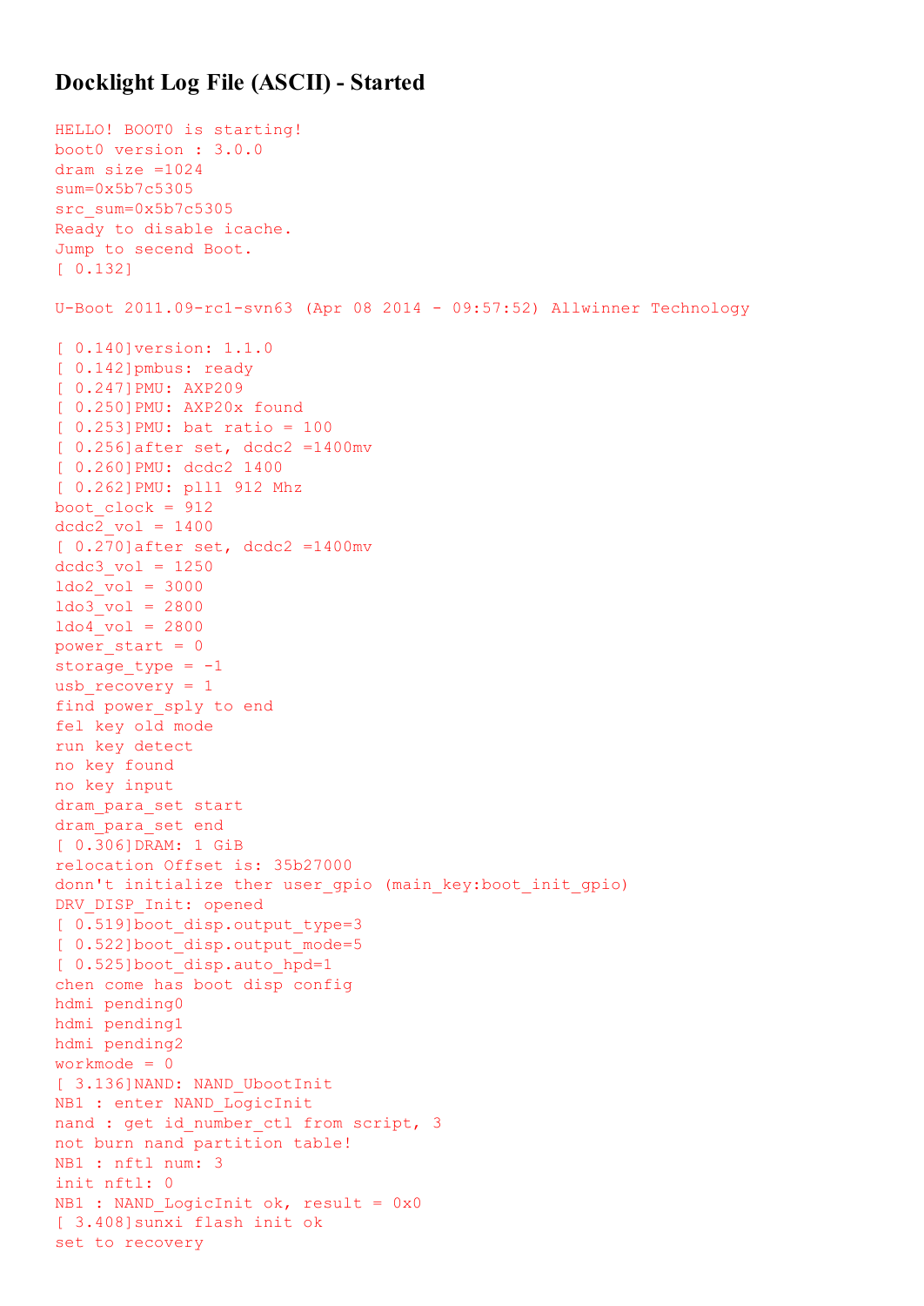# Docklight Log File (ASCII) - Started

```
HELLO! BOOT0 is starting!
boot0 version : 3.0.0
dram size =1024
sum=0x5b7c5305
src_sum=0x5b7c5305
Ready to disable icache.
Jump to secend Boot.
[ 0.132]

U-Boot 2011.09-rc1-svn63 (Apr 08 2014 - 09:57:52) Allwinner Technology

[ 0.140]version: 1.1.0
[ 0.142]pmbus: ready
[ 0.247]PMU: AXP209
[ 0.250]PMU: AXP20x found
[ 0.253]PMU: bat ratio = 100
[ 0.256]after set, dcdc2 =1400mv
[ 0.260]PMU: dcdc2 1400
[ 0.262]PMU: pll1 912 Mhz
boot_clock = 912
dcdc2_vol = 1400
[ 0.270]after set, dcdc2 =1400mv
dcdc3_vol = 1250
ldo2_vol = 3000
ldo3_vol = 2800
ldo4_vol = 2800
power_start = 0
storage_type = -1
usb_recovery = 1
find power_sply to end
fel key old mode
run key detect
no key found
no key input
dram_para_set start
dram_para_set end
[ 0.306]DRAM: 1 GiB
relocation Offset is: 35b27000
donn't initialize ther user_gpio (main_key:boot_init_gpio)
DRV_DISP_Init: opened
[ 0.519]boot_disp.output_type=3
[ 0.522]boot_disp.output_mode=5
[ 0.525]boot_disp.auto_hpd=1
chen come has boot disp config
hdmi pending0
hdmi pending1
hdmi pending2
workmode = 0
[ 3.136]NAND: NAND_UbootInit
NB1 : enter NAND_LogicInit
nand : get id_number_ctl from script, 3
not burn nand partition table!
NB1 : nftl num: 3
init nftl: 0
NB1 : NAND_LogicInit ok, result = 0x0
[ 3.408]sunxi flash init ok
set to recovery
```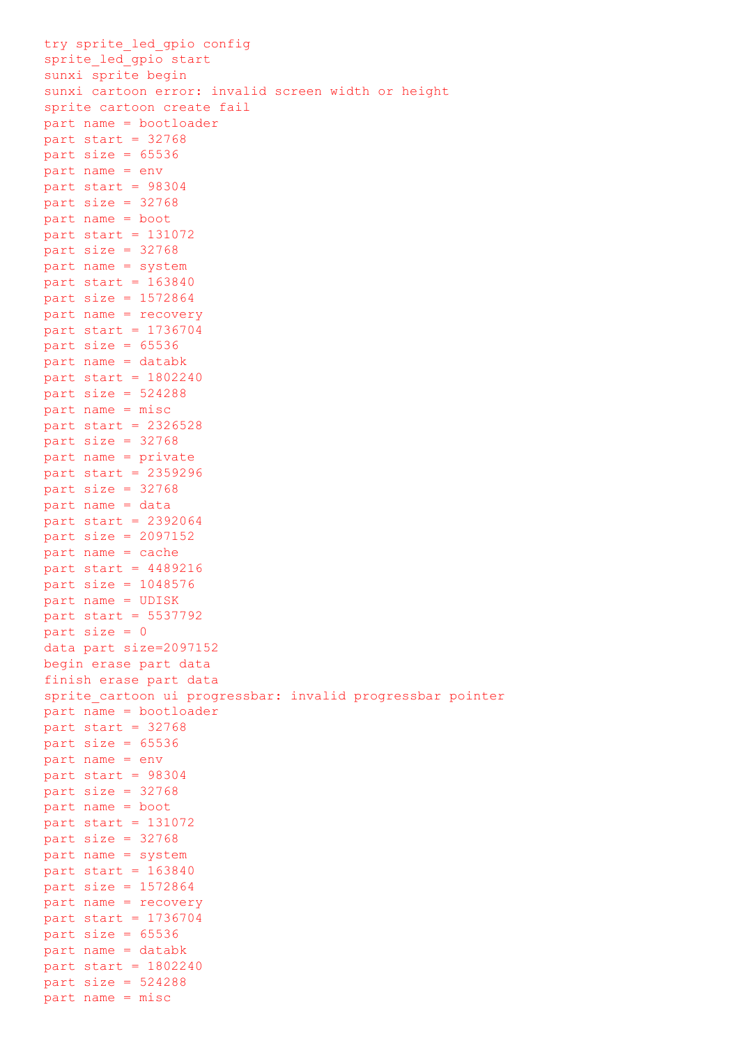```
try sprite_led_gpio config
sprite_led_gpio start
sunxi sprite begin
sunxi cartoon error: invalid screen width or height
sprite cartoon create fail
part name = bootloader
part start = 32768
part size = 65536
part name = env
part start = 98304
part size = 32768
part name = boot
part start = 131072
part size = 32768
part name = system
part start = 163840
part size = 1572864
part name = recovery
part start = 1736704
part size = 65536
part name = databk
part start = 1802240
part size = 524288
part name = misc
part start = 2326528
part size = 32768
part name = private
part start = 2359296
part size = 32768
part name = data
part start = 2392064
part size = 2097152
part name = cache
part start = 4489216
part size = 1048576
part name = UDISK
part start = 5537792
part size = 0
data part size=2097152
begin erase part data
finish erase part data
sprite_cartoon ui progressbar: invalid progressbar pointer
part name = bootloader
part start = 32768
part size = 65536
part name = env
part start = 98304
part size = 32768
part name = boot
part start = 131072
part size = 32768
part name = system
part start = 163840
part size = 1572864
part name = recovery
part start = 1736704
part size = 65536
part name = databk
part start = 1802240
part size = 524288
part name = misc
```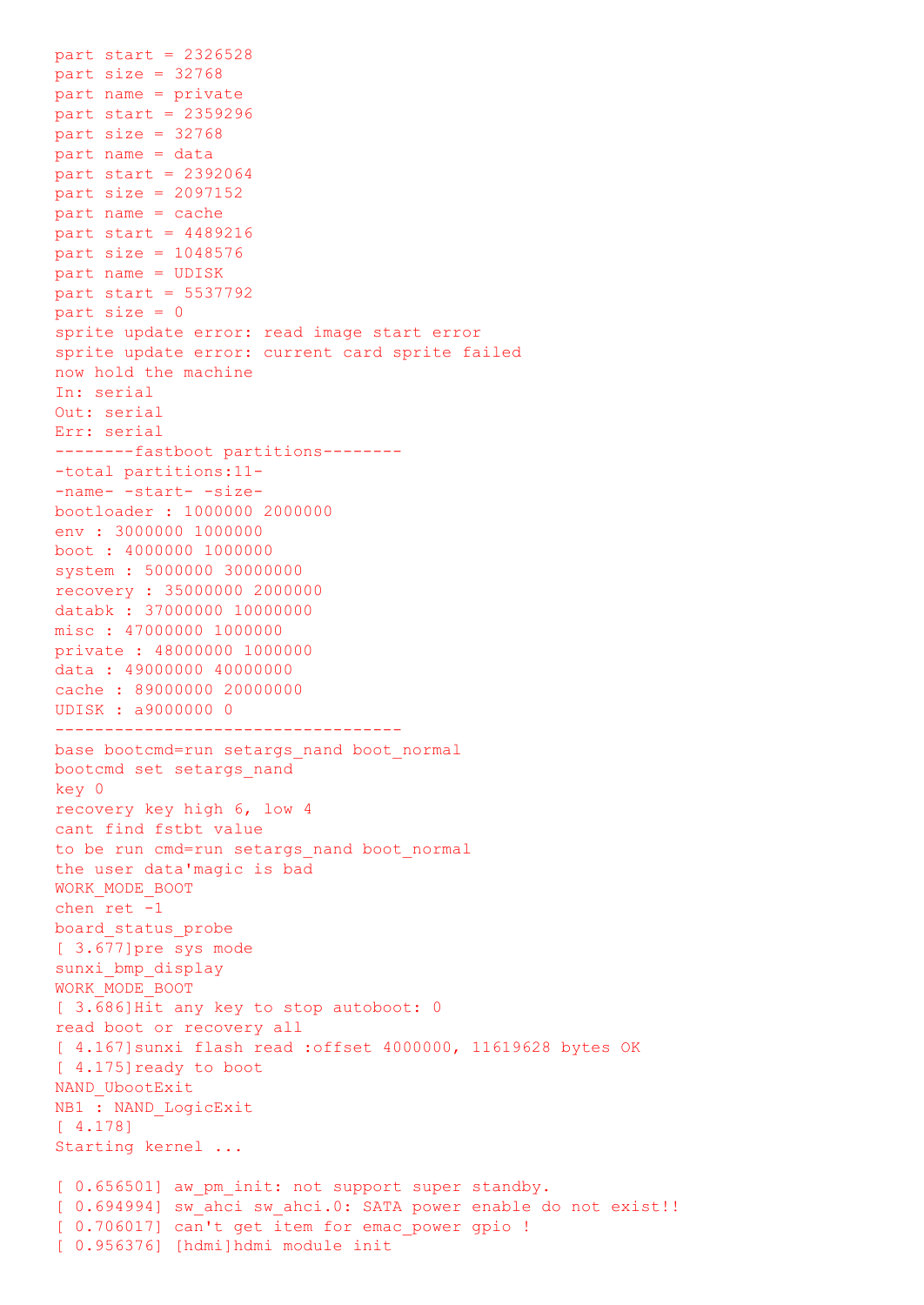```
part start = 2326528
part size = 32768
part name = private
part start = 2359296
part size = 32768
part name = data
part start = 2392064
part size = 2097152
part name = cache
part start = 4489216
part size = 1048576
part name = UDISK
part start = 5537792
part size = 0
sprite update error: read image start error
sprite update error: current card sprite failed
now hold the machine
In: serial
Out: serial
Err: serial
--------fastboot partitions--------
-total partitions:11-
-name- -start- -size-
bootloader : 1000000 2000000
env : 3000000 1000000
boot : 4000000 1000000
system : 5000000 30000000
recovery : 35000000 2000000
databk : 37000000 10000000
misc : 47000000 1000000
private : 48000000 1000000
data : 49000000 40000000
cache : 89000000 20000000
UDISK : a9000000 0
-----------------------------------
base bootcmd=run setargs_nand boot_normal
bootcmd set setargs_nand
key 0
recovery key high 6, low 4
cant find fstbt value
to be run cmd=run setargs_nand boot_normal
the user data'magic is bad
WORK_MODE_BOOT
chen ret -1
board_status_probe
[ 3.677]pre sys mode
sunxi_bmp_display
WORK_MODE_BOOT
[ 3.686]Hit any key to stop autoboot: 0
read boot or recovery all
[ 4.167]sunxi flash read :offset 4000000, 11619628 bytes OK
[ 4.175]ready to boot
NAND_UbootExit
NB1 : NAND_LogicExit
[ 4.178]
Starting kernel ...

[ 0.656501] aw_pm_init: not support super standby.
[ 0.694994] sw_ahci sw_ahci.0: SATA power enable do not exist!!
[ 0.706017] can't get item for emac_power gpio !
[ 0.956376] [hdmi]hdmi module init
```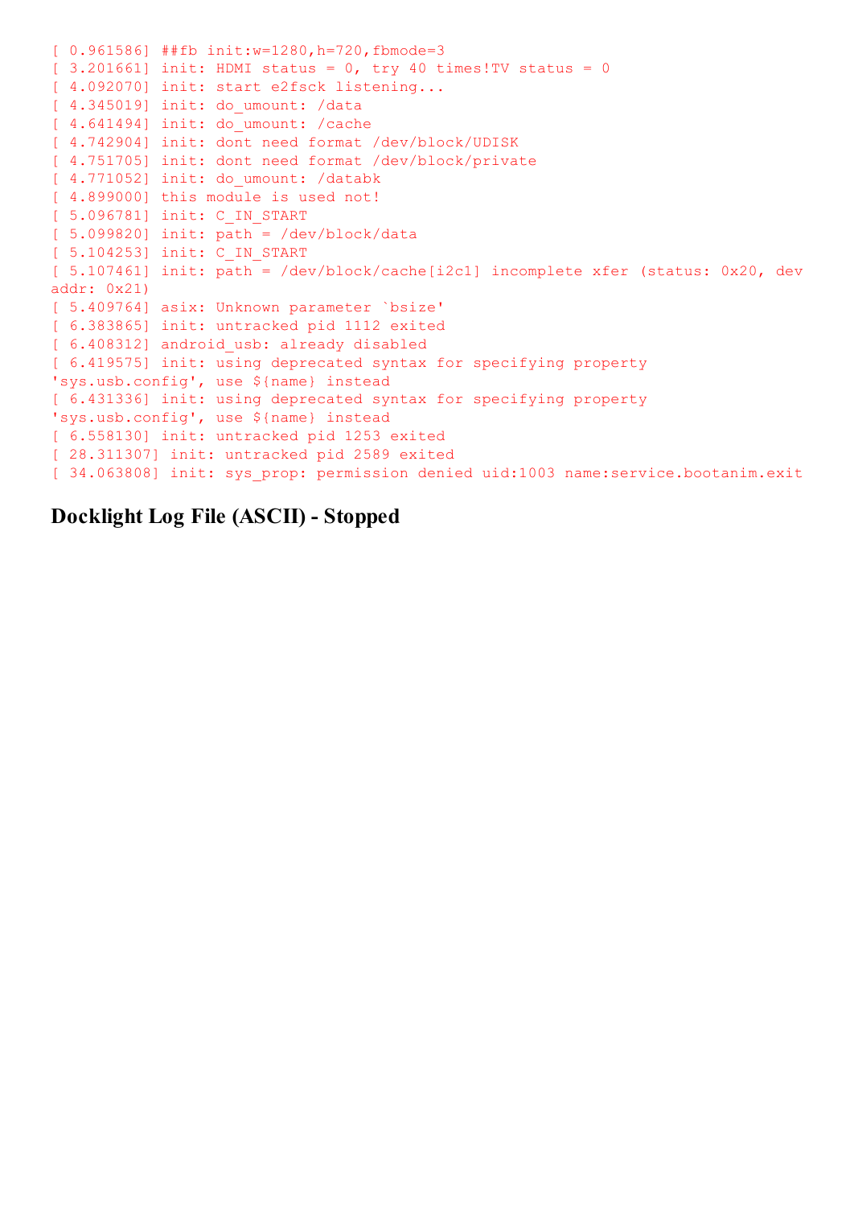```
[ 0.961586] ##fb init:w=1280,h=720,fbmode=3
[ 3.201661] init: HDMI status = 0, try 40 times!TV status = 0
[ 4.092070] init: start e2fsck listening...
[ 4.345019] init: do_umount: /data
[ 4.641494] init: do_umount: /cache
[ 4.742904] init: dont need format /dev/block/UDISK
[ 4.751705] init: dont need format /dev/block/private
[ 4.771052] init: do_umount: /databk
[ 4.899000] this module is used not!
[ 5.096781] init: C_IN_START
[ 5.099820] init: path = /dev/block/data
[ 5.104253] init: C_IN_START
[ 5.107461] init: path = /dev/block/cache[i2c1] incomplete xfer (status: 0x20, dev
addr: 0x21)
[ 5.409764] asix: Unknown parameter `bsize'
[ 6.383865] init: untracked pid 1112 exited
[ 6.408312] android_usb: already disabled
[ 6.419575] init: using deprecated syntax for specifying property
'sys.usb.config', use ${name} instead
[ 6.431336] init: using deprecated syntax for specifying property
'sys.usb.config', use ${name} instead
[ 6.558130] init: untracked pid 1253 exited
[ 28.311307] init: untracked pid 2589 exited
[ 34.063808] init: sys_prop: permission denied uid:1003 name:service.bootanim.exit
```

**Docklight Log File (ASCII) - Stopped**